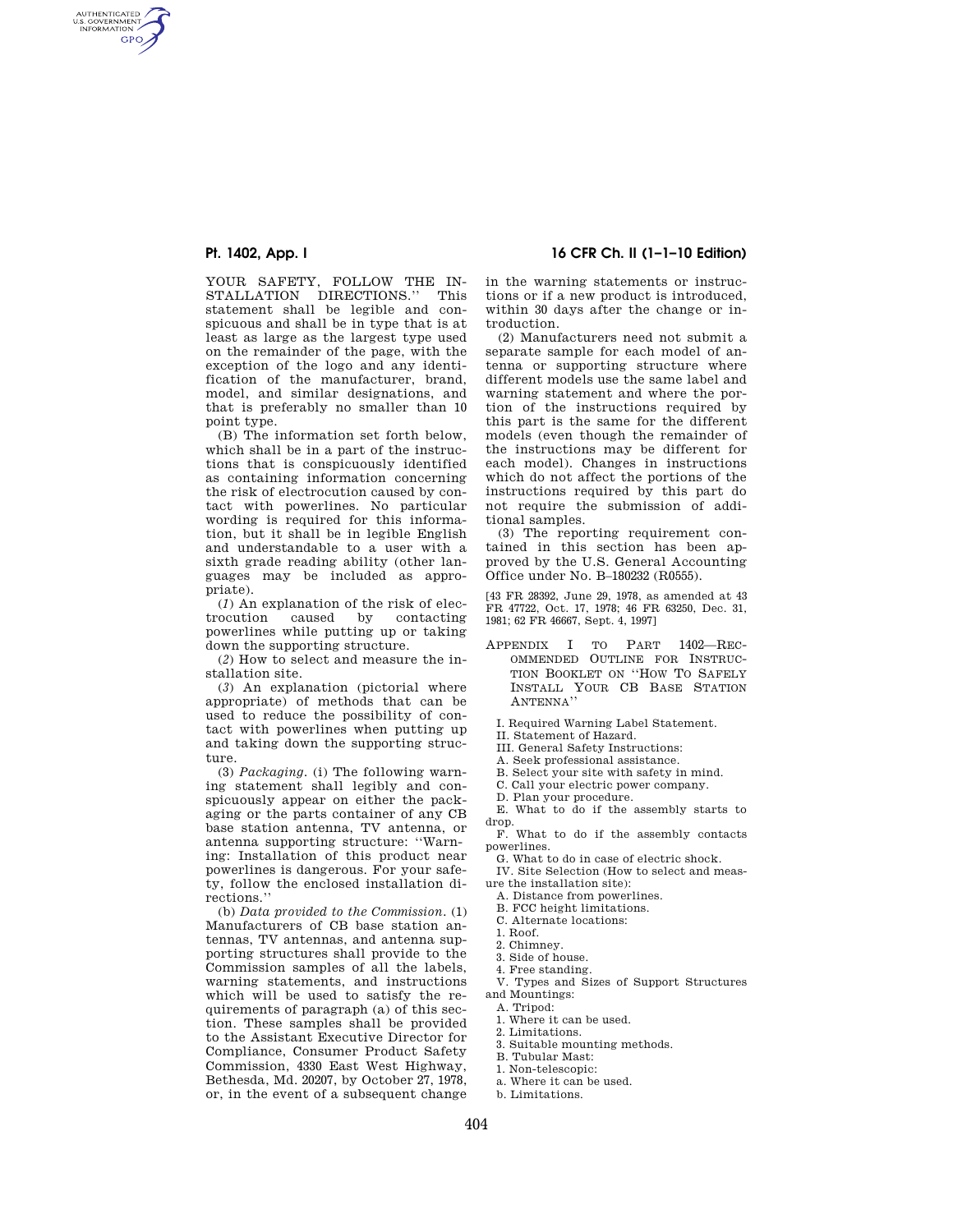YOUR SAFETY, FOLLOW THE INSTALLATION DIRECTIONS.'' This statement shall be legible and conspicuous and shall be in type that is at least as large as the largest type used on the remainder of the page, with the exception of the logo and any identification of the manufacturer, brand, model, and similar designations, and that is preferably no smaller than 10 point type.

(B) The information set forth below, which shall be in a part of the instructions that is conspicuously identified as containing information concerning the risk of electrocution caused by contact with powerlines. No particular wording is required for this information, but it shall be in legible English and understandable to a user with a sixth grade reading ability (other languages may be included as appropriate).

(*1*) An explanation of the risk of electrocution caused by contacting powerlines while putting up or taking down the supporting structure.

(*2*) How to select and measure the installation site.

(*3*) An explanation (pictorial where appropriate) of methods that can be used to reduce the possibility of contact with powerlines when putting up and taking down the supporting structure.

(3) *Packaging.* (i) The following warning statement shall legibly and conspicuously appear on either the packaging or the parts container of any CB base station antenna, TV antenna, or antenna supporting structure: ''Warning: Installation of this product near powerlines is dangerous. For your safety, follow the enclosed installation directions.''

(b) *Data provided to the Commission.* (1) Manufacturers of CB base station antennas, TV antennas, and antenna supporting structures shall provide to the Commission samples of all the labels, warning statements, and instructions which will be used to satisfy the requirements of paragraph (a) of this section. These samples shall be provided to the Assistant Executive Director for Compliance, Consumer Product Safety Commission, 4330 East West Highway, Bethesda, Md. 20207, by October 27, 1978, or, in the event of a subsequent change in the warning statements or instructions or if a new product is introduced, within 30 days after the change or introduction.

(2) Manufacturers need not submit a separate sample for each model of antenna or supporting structure where different models use the same label and warning statement and where the portion of the instructions required by this part is the same for the different models (even though the remainder of the instructions may be different for each model). Changes in instructions which do not affect the portions of the instructions required by this part do not require the submission of additional samples.

(3) The reporting requirement contained in this section has been approved by the U.S. General Accounting Office under No. B–180232 (R0555).

[43 FR 28392, June 29, 1978, as amended at 43 FR 47722, Oct. 17, 1978; 46 FR 63250, Dec. 31, 1981; 62 FR 46667, Sept. 4, 1997]

## APPENDIX I TO PART 1402—RECOMMENDED OUTLINE FOR INSTRUCTION BOOKLET ON ''HOW TO SAFELY INSTALL YOUR CB BASE STATION ANTENNA''

I. Required Warning Label Statement.

II. Statement of Hazard.

III. General Safety Instructions:

A. Seek professional assistance.

B. Select your site with safety in mind.

C. Call your electric power company.

D. Plan your procedure.

E. What to do if the assembly starts to drop.

F. What to do if the assembly contacts powerlines.

G. What to do in case of electric shock.

IV. Site Selection (How to select and measure the installation site):

A. Distance from powerlines.

B. FCC height limitations.

C. Alternate locations:

1. Roof.

2. Chimney.

3. Side of house.

4. Free standing.

V. Types and Sizes of Support Structures and Mountings:

A. Tripod:

1. Where it can be used.

2. Limitations.

3. Suitable mounting methods.

B. Tubular Mast:

1. Non-telescopic:

a. Where it can be used.

b. Limitations.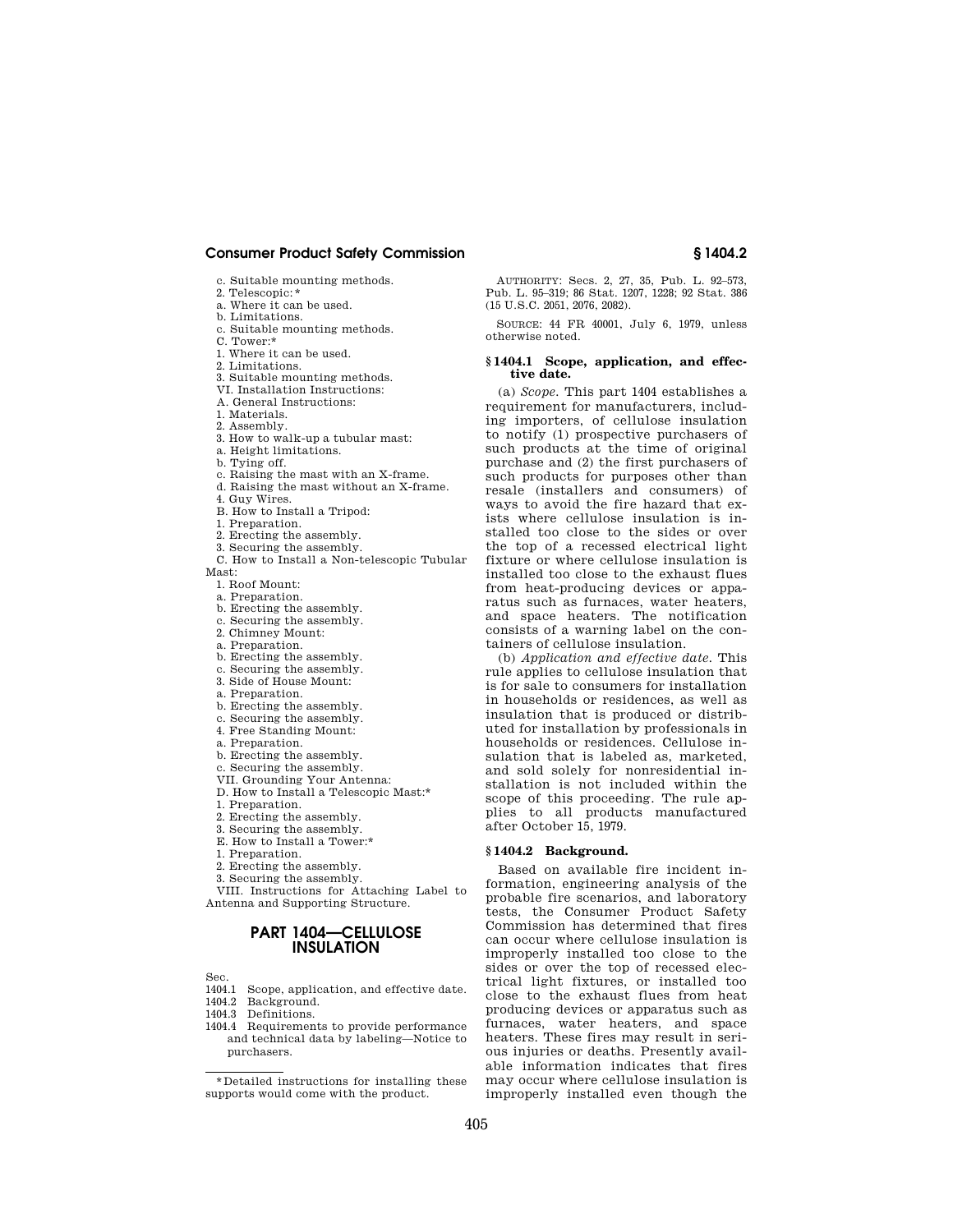c. Suitable mounting methods.
2. Telescopic:*
a. Where it can be used.
b. Limitations.
c. Suitable mounting methods.
C. Tower:*
1. Where it can be used.
2. Limitations.
3. Suitable mounting methods.
VI. Installation Instructions:
A. General Instructions:
1. Materials.
2. Assembly.
3. How to walk-up a tubular mast:
a. Height limitations.
b. Tying off.
c. Raising the mast with an X-frame.
d. Raising the mast without an X-frame.
4. Guy Wires.
B. How to Install a Tripod:
1. Preparation.
2. Erecting the assembly.
3. Securing the assembly.
C. How to Install a Non-telescopic Tubular Mast:
1. Roof Mount:
a. Preparation.
b. Erecting the assembly.
c. Securing the assembly.
2. Chimney Mount:
a. Preparation.
b. Erecting the assembly.
c. Securing the assembly.
3. Side of House Mount:
a. Preparation.
b. Erecting the assembly.
c. Securing the assembly.
4. Free Standing Mount:
a. Preparation.
b. Erecting the assembly.
c. Securing the assembly.
VII. Grounding Your Antenna:
D. How to Install a Telescopic Mast:*
1. Preparation.
2. Erecting the assembly.
3. Securing the assembly.
E. How to Install a Tower:*
1. Preparation.
2. Erecting the assembly.
3. Securing the assembly.
VIII. Instructions for Attaching Label to Antenna and Supporting Structure.

# PART 1404—CELLULOSE INSULATION

Sec.
1404.1 Scope, application, and effective date.
1404.2 Background.
1404.3 Definitions.
1404.4 Requirements to provide performance and technical data by labeling—Notice to purchasers.

*Detailed instructions for installing these supports would come with the product.

AUTHORITY: Secs. 2, 27, 35, Pub. L. 92–573, Pub. L. 95–319; 86 Stat. 1207, 1228; 92 Stat. 386 (15 U.S.C. 2051, 2076, 2082).

SOURCE: 44 FR 40001, July 6, 1979, unless otherwise noted.

### § 1404.1 Scope, application, and effective date.

(a) *Scope.* This part 1404 establishes a requirement for manufacturers, including importers, of cellulose insulation to notify (1) prospective purchasers of such products at the time of original purchase and (2) the first purchasers of such products for purposes other than resale (installers and consumers) of ways to avoid the fire hazard that exists where cellulose insulation is installed too close to the sides or over the top of a recessed electrical light fixture or where cellulose insulation is installed too close to the exhaust flues from heat-producing devices or apparatus such as furnaces, water heaters, and space heaters. The notification consists of a warning label on the containers of cellulose insulation.

(b) *Application and effective date.* This rule applies to cellulose insulation that is for sale to consumers for installation in households or residences, as well as insulation that is produced or distributed for installation by professionals in households or residences. Cellulose insulation that is labeled as, marketed, and sold solely for nonresidential installation is not included within the scope of this proceeding. The rule applies to all products manufactured after October 15, 1979.

### § 1404.2 Background.

Based on available fire incident information, engineering analysis of the probable fire scenarios, and laboratory tests, the Consumer Product Safety Commission has determined that fires can occur where cellulose insulation is improperly installed too close to the sides or over the top of recessed electrical light fixtures, or installed too close to the exhaust flues from heat producing devices or apparatus such as furnaces, water heaters, and space heaters. These fires may result in serious injuries or deaths. Presently available information indicates that fires may occur where cellulose insulation is improperly installed even though the